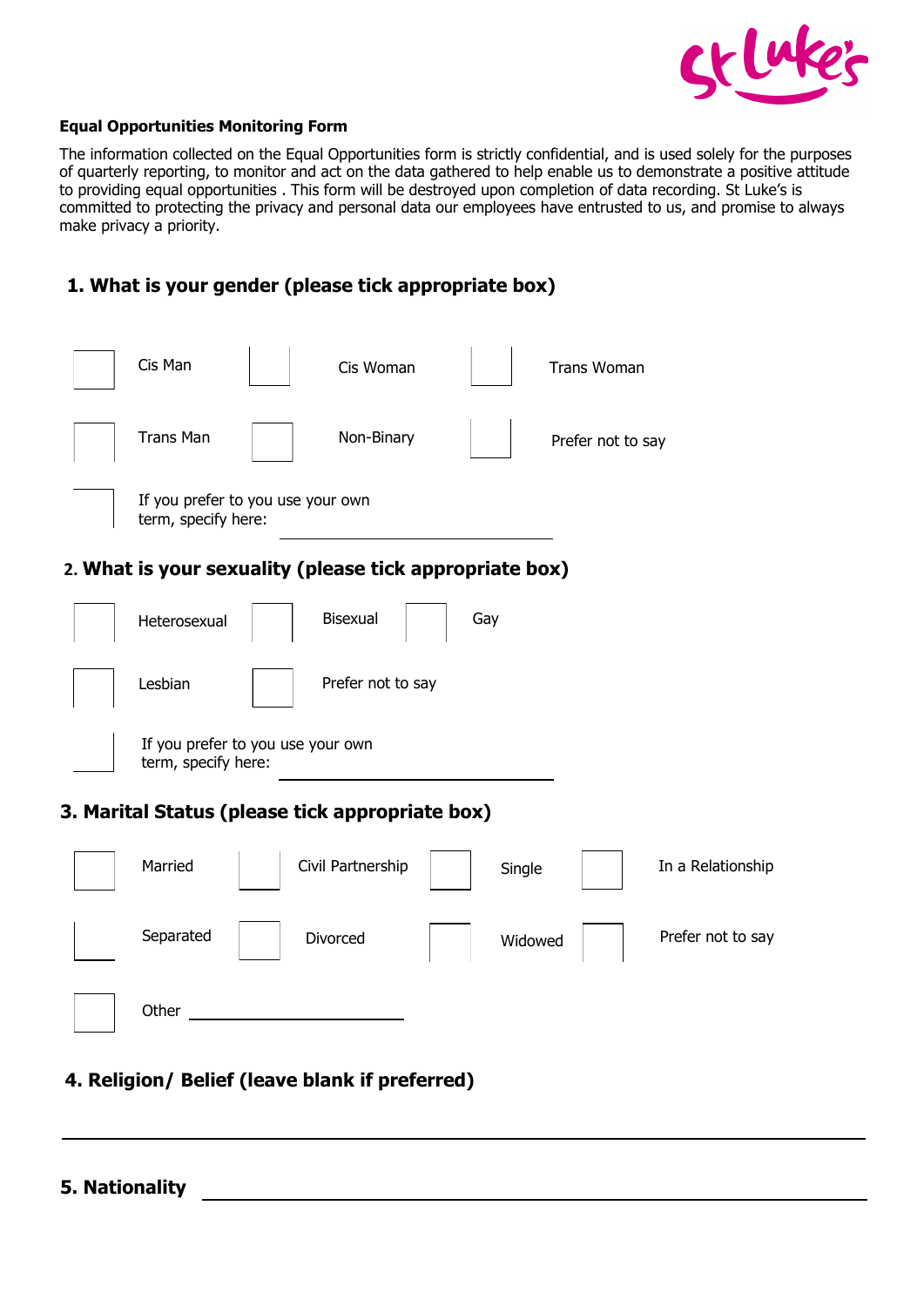**Equal Opportunities Monitoring Form**

The information collected on the Equal Opportunities form is strictly confidential, and is used solely for the purposes of quarterly reporting, to monitor and act on the data gathered to help enable us to demonstrate a positive attitude to providing equal opportunities . This form will be destroyed upon completion of data recording. St Luke's is committed to protecting the privacy and personal data our employees have entrusted to us, and promise to always make privacy a priority.

## 1. What is your gender (please tick appropriate box)

- [ ] Cis Man
- [ ] Cis Woman
- [ ] Trans Woman
- [ ] Trans Man
- [ ] Non-Binary
- [ ] Prefer not to say
- [ ] If you prefer to you use your own term, specify here: ______________________

## 2. What is your sexuality (please tick appropriate box)

- [ ] Heterosexual
- [ ] Bisexual
- [ ] Gay
- [ ] Lesbian
- [ ] Prefer not to say
- [ ] If you prefer to you use your own term, specify here: ______________________

## 3. Marital Status (please tick appropriate box)

- [ ] Married
- [ ] Civil Partnership
- [ ] Single
- [ ] In a Relationship
- [ ] Separated
- [ ] Divorced
- [ ] Widowed
- [ ] Prefer not to say
- [ ] Other ______________________

## 4. Religion/ Belief (leave blank if preferred)

______________________________________________

## 5. Nationality ______________________________________________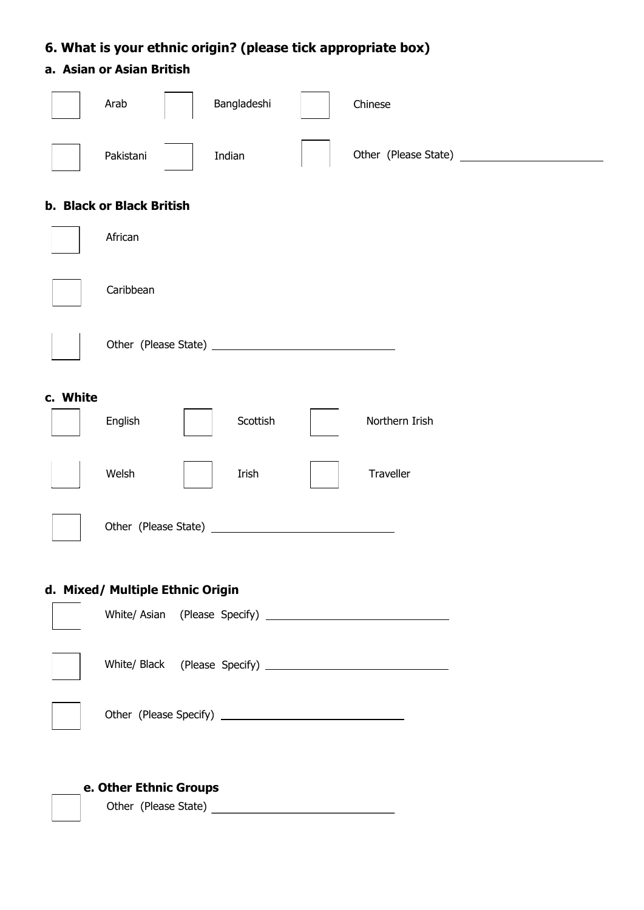## 6. What is your ethnic origin? (please tick appropriate box)

### a. Asian or Asian British

☐ Arab ☐ Bangladeshi ☐ Chinese

☐ Pakistani ☐ Indian ☐ Other (Please State) ____________________

### b. Black or Black British

☐ African

☐ Caribbean

☐ Other (Please State) ____________________

### c. White

☐ English ☐ Scottish ☐ Northern Irish

☐ Welsh ☐ Irish ☐ Traveller

☐ Other (Please State) ____________________

### d. Mixed/ Multiple Ethnic Origin

☐ White/ Asian (Please Specify) ____________________

☐ White/ Black (Please Specify) ____________________

☐ Other (Please Specify) ____________________

### e. Other Ethnic Groups

☐ Other (Please State) ____________________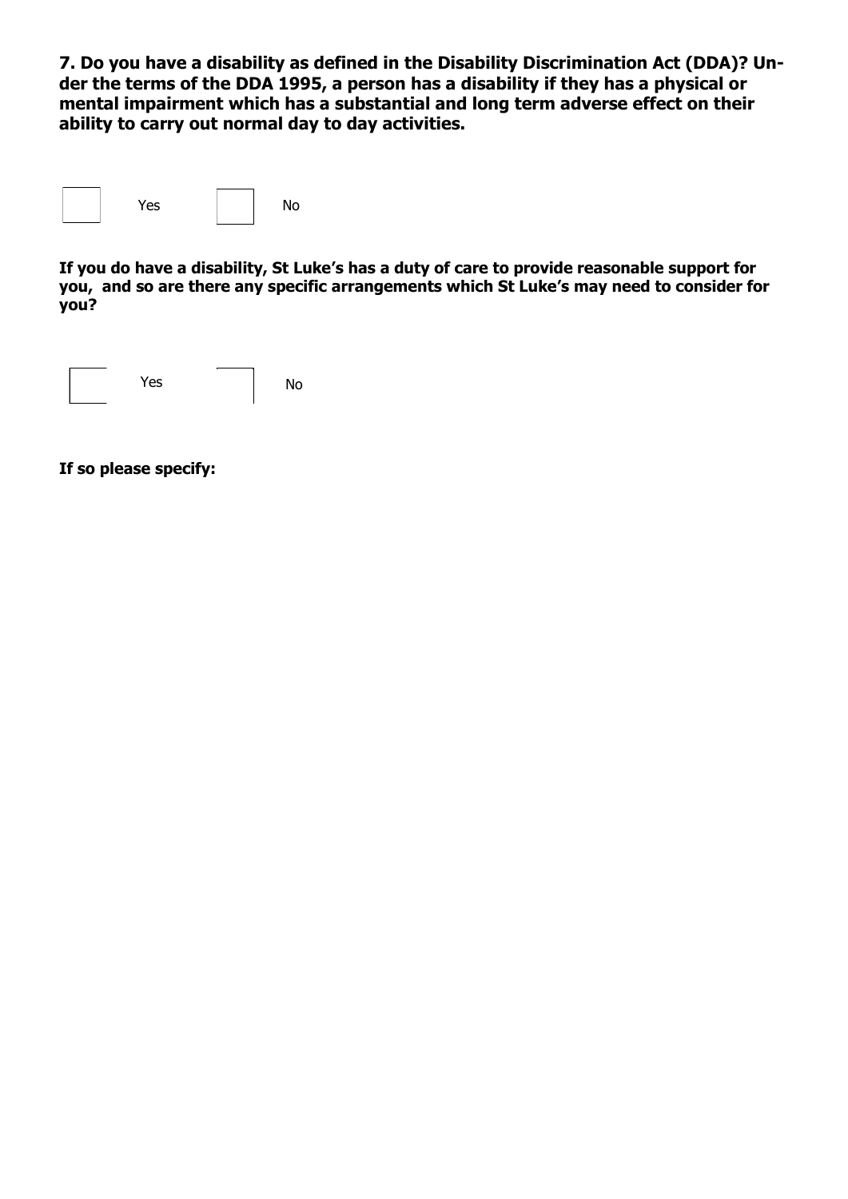**7. Do you have a disability as defined in the Disability Discrimination Act (DDA)? Under the terms of the DDA 1995, a person has a disability if they has a physical or mental impairment which has a substantial and long term adverse effect on their ability to carry out normal day to day activities.**

☐ Yes ☐ No

**If you do have a disability, St Luke's has a duty of care to provide reasonable support for you, and so are there any specific arrangements which St Luke's may need to consider for you?**

☐ Yes ☐ No

**If so please specify:**